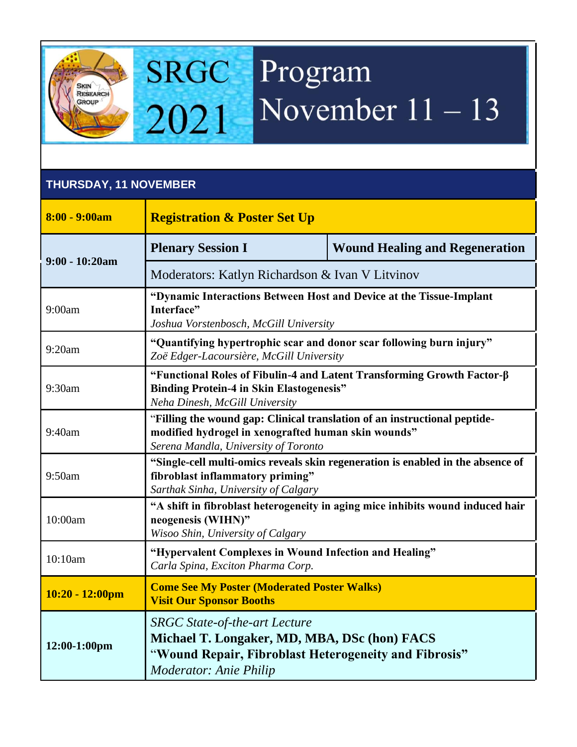# SRGC 2021 Program November 11 – 13

## THURSDAY, 11 NOVEMBER

| | | |
|---|---|---|
| **8:00 - 9:00am** | **Registration & Poster Set Up** | |
| **9:00 - 10:20am** | **Plenary Session I** | **Wound Healing and Regeneration** |
| | Moderators: Katlyn Richardson & Ivan V Litvinov | |
| 9:00am | **"Dynamic Interactions Between Host and Device at the Tissue-Implant Interface"** *Joshua Vorstenbosch, McGill University* | |
| 9:20am | **"Quantifying hypertrophic scar and donor scar following burn injury"** *Zoë Edger-Lacoursière, McGill University* | |
| 9:30am | **"Functional Roles of Fibulin-4 and Latent Transforming Growth Factor-β Binding Protein-4 in Skin Elastogenesis"** *Neha Dinesh, McGill University* | |
| 9:40am | **"Filling the wound gap: Clinical translation of an instructional peptide-modified hydrogel in xenografted human skin wounds"** *Serena Mandla, University of Toronto* | |
| 9:50am | **"Single-cell multi-omics reveals skin regeneration is enabled in the absence of fibroblast inflammatory priming"** *Sarthak Sinha, University of Calgary* | |
| 10:00am | **"A shift in fibroblast heterogeneity in aging mice inhibits wound induced hair neogenesis (WIHN)"** *Wisoo Shin, University of Calgary* | |
| 10:10am | **"Hypervalent Complexes in Wound Infection and Healing"** *Carla Spina, Exciton Pharma Corp.* | |
| **10:20 - 12:00pm** | **Come See My Poster (Moderated Poster Walks)** **Visit Our Sponsor Booths** | |
| **12:00-1:00pm** | *SRGC State-of-the-art Lecture* **Michael T. Longaker, MD, MBA, DSc (hon) FACS** **"Wound Repair, Fibroblast Heterogeneity and Fibrosis"** *Moderator: Anie Philip* | |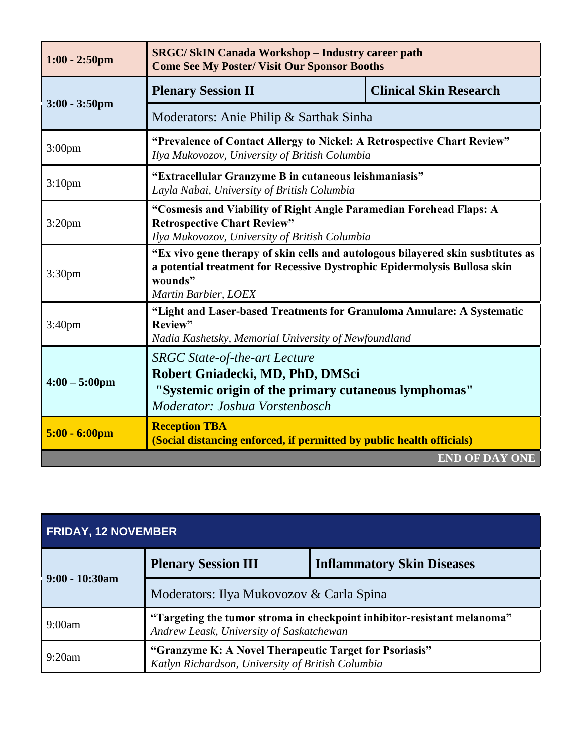| | | |
|---|---|---|
| **1:00 - 2:50pm** | **SRGC/ SkIN Canada Workshop – Industry career path**<br>**Come See My Poster/ Visit Our Sponsor Booths** | |
| **3:00 - 3:50pm** | **Plenary Session II** | **Clinical Skin Research** |
| | Moderators: Anie Philip & Sarthak Sinha | |
| 3:00pm | **"Prevalence of Contact Allergy to Nickel: A Retrospective Chart Review"**<br>*Ilya Mukovozov, University of British Columbia* | |
| 3:10pm | **"Extracellular Granzyme B in cutaneous leishmaniasis"**<br>*Layla Nabai, University of British Columbia* | |
| 3:20pm | **"Cosmesis and Viability of Right Angle Paramedian Forehead Flaps: A Retrospective Chart Review"**<br>*Ilya Mukovozov, University of British Columbia* | |
| 3:30pm | **"Ex vivo gene therapy of skin cells and autologous bilayered skin susbtitutes as a potential treatment for Recessive Dystrophic Epidermolysis Bullosa skin wounds"**<br>*Martin Barbier, LOEX* | |
| 3:40pm | **"Light and Laser-based Treatments for Granuloma Annulare: A Systematic Review"**<br>*Nadia Kashetsky, Memorial University of Newfoundland* | |
| **4:00 – 5:00pm** | *SRGC State-of-the-art Lecture*<br>**Robert Gniadecki, MD, PhD, DMSci**<br>**"Systemic origin of the primary cutaneous lymphomas"**<br>*Moderator: Joshua Vorstenbosch* | |
| **5:00 - 6:00pm** | **Reception TBA**<br>**(Social distancing enforced, if permitted by public health officials)** | |
| | | **END OF DAY ONE** |

| **FRIDAY, 12 NOVEMBER** | | |
|---|---|---|
| **9:00 - 10:30am** | **Plenary Session III** | **Inflammatory Skin Diseases** |
| | Moderators: Ilya Mukovozov & Carla Spina | |
| 9:00am | **"Targeting the tumor stroma in checkpoint inhibitor-resistant melanoma"**<br>*Andrew Leask, University of Saskatchewan* | |
| 9:20am | **"Granzyme K: A Novel Therapeutic Target for Psoriasis"**<br>*Katlyn Richardson, University of British Columbia* | |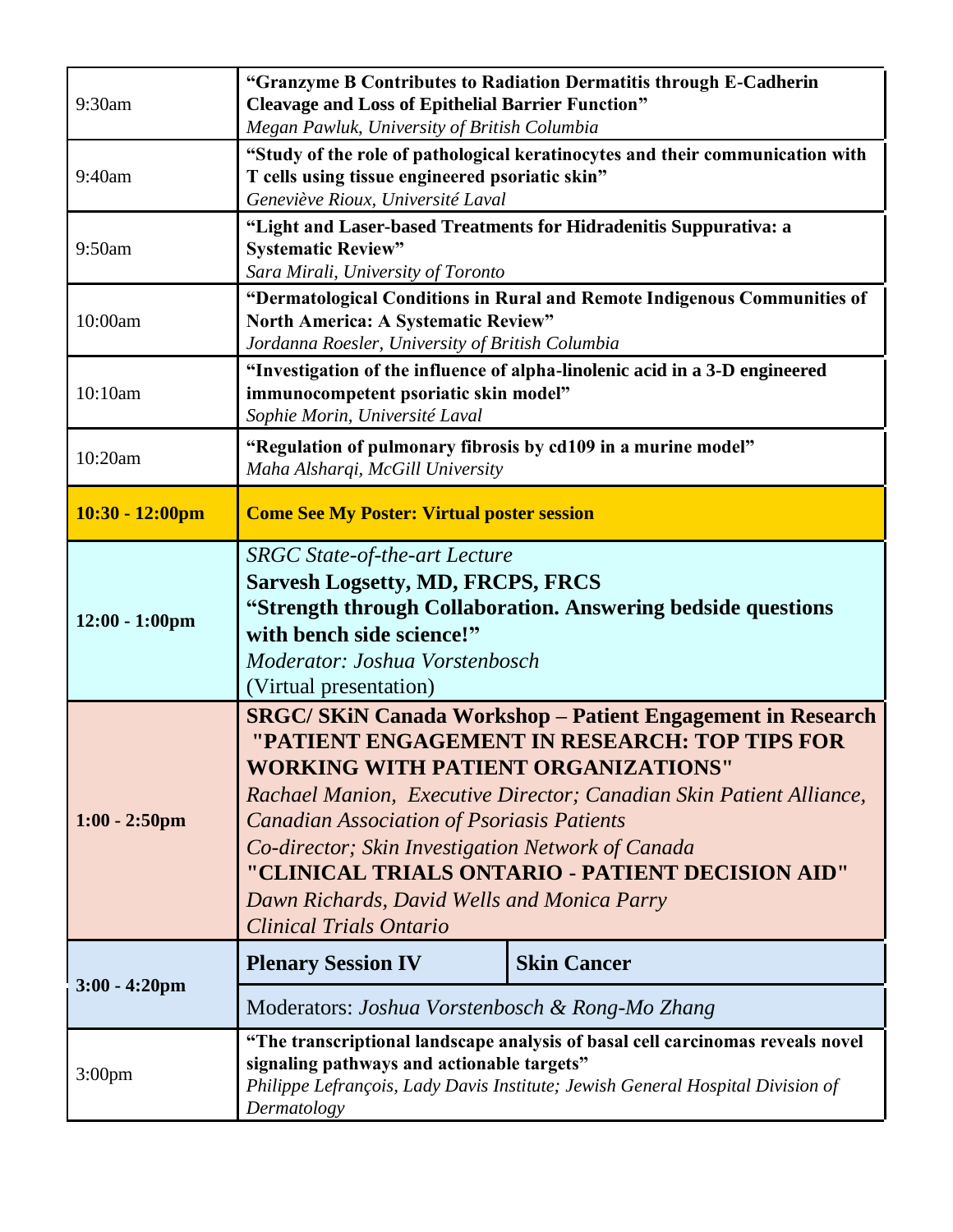| | |
|---|---|
| 9:30am | **"Granzyme B Contributes to Radiation Dermatitis through E-Cadherin Cleavage and Loss of Epithelial Barrier Function"**<br>*Megan Pawluk, University of British Columbia* |
| 9:40am | **"Study of the role of pathological keratinocytes and their communication with T cells using tissue engineered psoriatic skin"**<br>*Geneviève Rioux, Université Laval* |
| 9:50am | **"Light and Laser-based Treatments for Hidradenitis Suppurativa: a Systematic Review"**<br>*Sara Mirali, University of Toronto* |
| 10:00am | **"Dermatological Conditions in Rural and Remote Indigenous Communities of North America: A Systematic Review"**<br>*Jordanna Roesler, University of British Columbia* |
| 10:10am | **"Investigation of the influence of alpha-linolenic acid in a 3-D engineered immunocompetent psoriatic skin model"**<br>*Sophie Morin, Université Laval* |
| 10:20am | **"Regulation of pulmonary fibrosis by cd109 in a murine model"**<br>*Maha Alsharqi, McGill University* |
| **10:30 - 12:00pm** | **Come See My Poster: Virtual poster session** |
| **12:00 - 1:00pm** | *SRGC State-of-the-art Lecture*<br>**Sarvesh Logsetty, MD, FRCPS, FRCS**<br>**"Strength through Collaboration. Answering bedside questions with bench side science!"**<br>*Moderator: Joshua Vorstenbosch*<br>(Virtual presentation) |
| **1:00 - 2:50pm** | **SRGC/ SKiN Canada Workshop – Patient Engagement in Research**<br>**"PATIENT ENGAGEMENT IN RESEARCH: TOP TIPS FOR WORKING WITH PATIENT ORGANIZATIONS"**<br>*Rachael Manion, Executive Director; Canadian Skin Patient Alliance, Canadian Association of Psoriasis Patients*<br>*Co-director; Skin Investigation Network of Canada*<br>**"CLINICAL TRIALS ONTARIO - PATIENT DECISION AID"**<br>*Dawn Richards, David Wells and Monica Parry*<br>*Clinical Trials Ontario* |
| **3:00 - 4:20pm** | **Plenary Session IV** — **Skin Cancer**<br>Moderators: *Joshua Vorstenbosch & Rong-Mo Zhang* |
| 3:00pm | **"The transcriptional landscape analysis of basal cell carcinomas reveals novel signaling pathways and actionable targets"**<br>*Philippe Lefrançois, Lady Davis Institute; Jewish General Hospital Division of Dermatology* |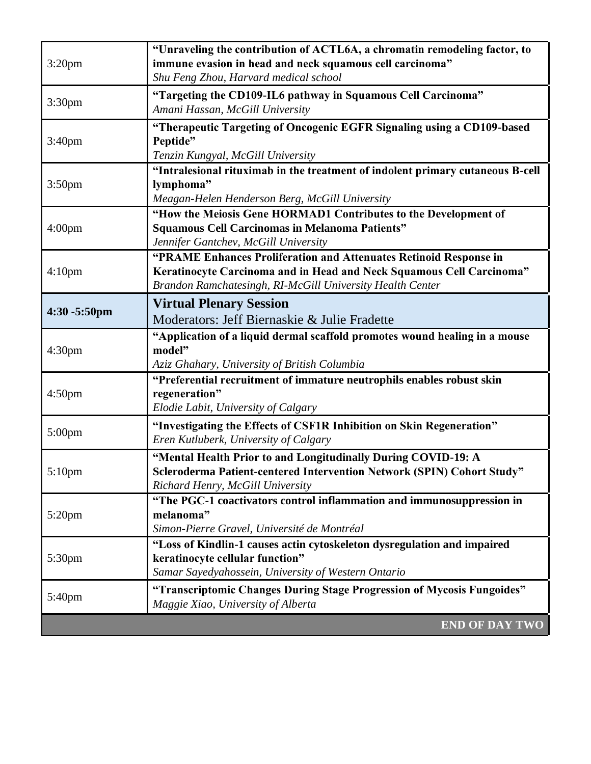| | |
|---|---|
| 3:20pm | **"Unraveling the contribution of ACTL6A, a chromatin remodeling factor, to immune evasion in head and neck squamous cell carcinoma"** <br> *Shu Feng Zhou, Harvard medical school* |
| 3:30pm | **"Targeting the CD109-IL6 pathway in Squamous Cell Carcinoma"** <br> *Amani Hassan, McGill University* |
| 3:40pm | **"Therapeutic Targeting of Oncogenic EGFR Signaling using a CD109-based Peptide"** <br> *Tenzin Kungyal, McGill University* |
| 3:50pm | **"Intralesional rituximab in the treatment of indolent primary cutaneous B-cell lymphoma"** <br> *Meagan-Helen Henderson Berg, McGill University* |
| 4:00pm | **"How the Meiosis Gene HORMAD1 Contributes to the Development of Squamous Cell Carcinomas in Melanoma Patients"** <br> *Jennifer Gantchev, McGill University* |
| 4:10pm | **"PRAME Enhances Proliferation and Attenuates Retinoid Response in Keratinocyte Carcinoma and in Head and Neck Squamous Cell Carcinoma"** <br> *Brandon Ramchatesingh, RI-McGill University Health Center* |
| **4:30 -5:50pm** | **Virtual Plenary Session** <br> Moderators: Jeff Biernaskie & Julie Fradette |
| 4:30pm | **"Application of a liquid dermal scaffold promotes wound healing in a mouse model"** <br> *Aziz Ghahary, University of British Columbia* |
| 4:50pm | **"Preferential recruitment of immature neutrophils enables robust skin regeneration"** <br> *Elodie Labit, University of Calgary* |
| 5:00pm | **"Investigating the Effects of CSF1R Inhibition on Skin Regeneration"** <br> *Eren Kutluberk, University of Calgary* |
| 5:10pm | **"Mental Health Prior to and Longitudinally During COVID-19: A Scleroderma Patient-centered Intervention Network (SPIN) Cohort Study"** <br> *Richard Henry, McGill University* |
| 5:20pm | **"The PGC-1 coactivators control inflammation and immunosuppression in melanoma"** <br> *Simon-Pierre Gravel, Université de Montréal* |
| 5:30pm | **"Loss of Kindlin-1 causes actin cytoskeleton dysregulation and impaired keratinocyte cellular function"** <br> *Samar Sayedyahossein, University of Western Ontario* |
| 5:40pm | **"Transcriptomic Changes During Stage Progression of Mycosis Fungoides"** <br> *Maggie Xiao, University of Alberta* |
| | **END OF DAY TWO** |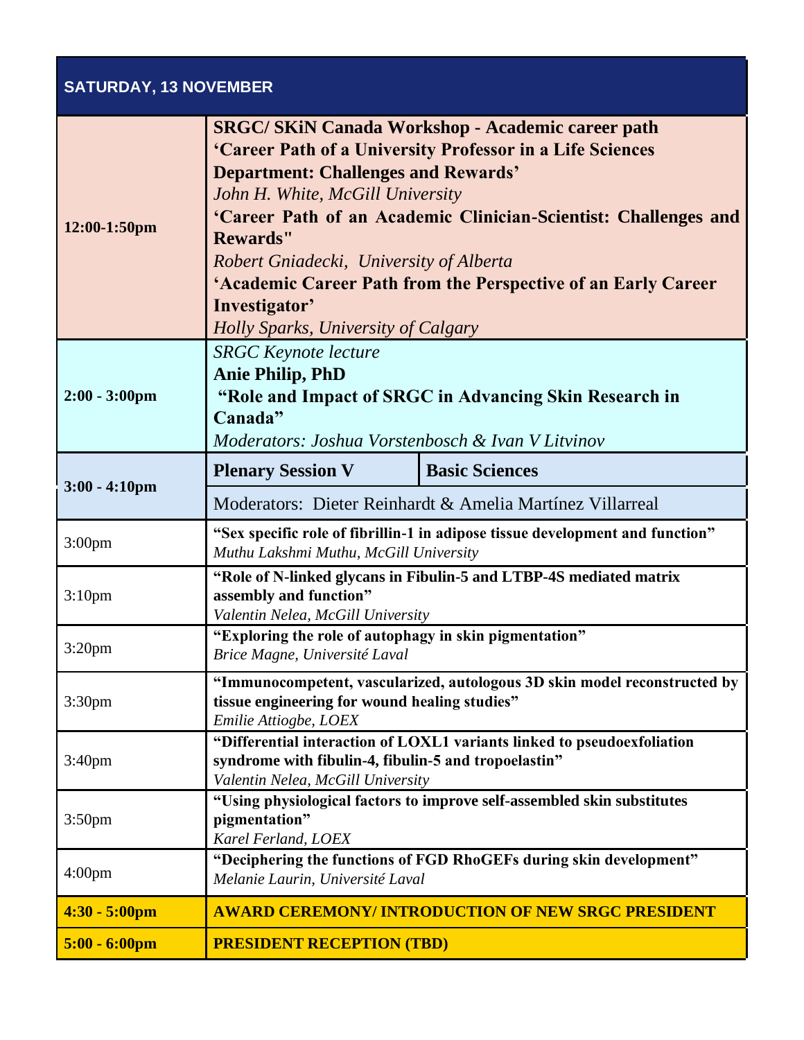| SATURDAY, 13 NOVEMBER | | |
|---|---|---|
| **12:00-1:50pm** | **SRGC/ SKiN Canada Workshop - Academic career path** **'Career Path of a University Professor in a Life Sciences Department: Challenges and Rewards'** *John H. White, McGill University* **'Career Path of an Academic Clinician-Scientist: Challenges and Rewards"** *Robert Gniadecki, University of Alberta* **'Academic Career Path from the Perspective of an Early Career Investigator'** *Holly Sparks, University of Calgary* | |
| **2:00 - 3:00pm** | *SRGC Keynote lecture* **Anie Philip, PhD** **"Role and Impact of SRGC in Advancing Skin Research in Canada"** *Moderators: Joshua Vorstenbosch & Ivan V Litvinov* | |
| **3:00 - 4:10pm** | **Plenary Session V** | **Basic Sciences** |
| | Moderators: Dieter Reinhardt & Amelia Martínez Villarreal | |
| 3:00pm | **"Sex specific role of fibrillin-1 in adipose tissue development and function"** *Muthu Lakshmi Muthu, McGill University* | |
| 3:10pm | **"Role of N-linked glycans in Fibulin-5 and LTBP-4S mediated matrix assembly and function"** *Valentin Nelea, McGill University* | |
| 3:20pm | **"Exploring the role of autophagy in skin pigmentation"** *Brice Magne, Université Laval* | |
| 3:30pm | **"Immunocompetent, vascularized, autologous 3D skin model reconstructed by tissue engineering for wound healing studies"** *Emilie Attiogbe, LOEX* | |
| 3:40pm | **"Differential interaction of LOXL1 variants linked to pseudoexfoliation syndrome with fibulin-4, fibulin-5 and tropoelastin"** *Valentin Nelea, McGill University* | |
| 3:50pm | **"Using physiological factors to improve self-assembled skin substitutes pigmentation"** *Karel Ferland, LOEX* | |
| 4:00pm | **"Deciphering the functions of FGD RhoGEFs during skin development"** *Melanie Laurin, Université Laval* | |
| **4:30 - 5:00pm** | **AWARD CEREMONY/ INTRODUCTION OF NEW SRGC PRESIDENT** | |
| **5:00 - 6:00pm** | **PRESIDENT RECEPTION (TBD)** | |